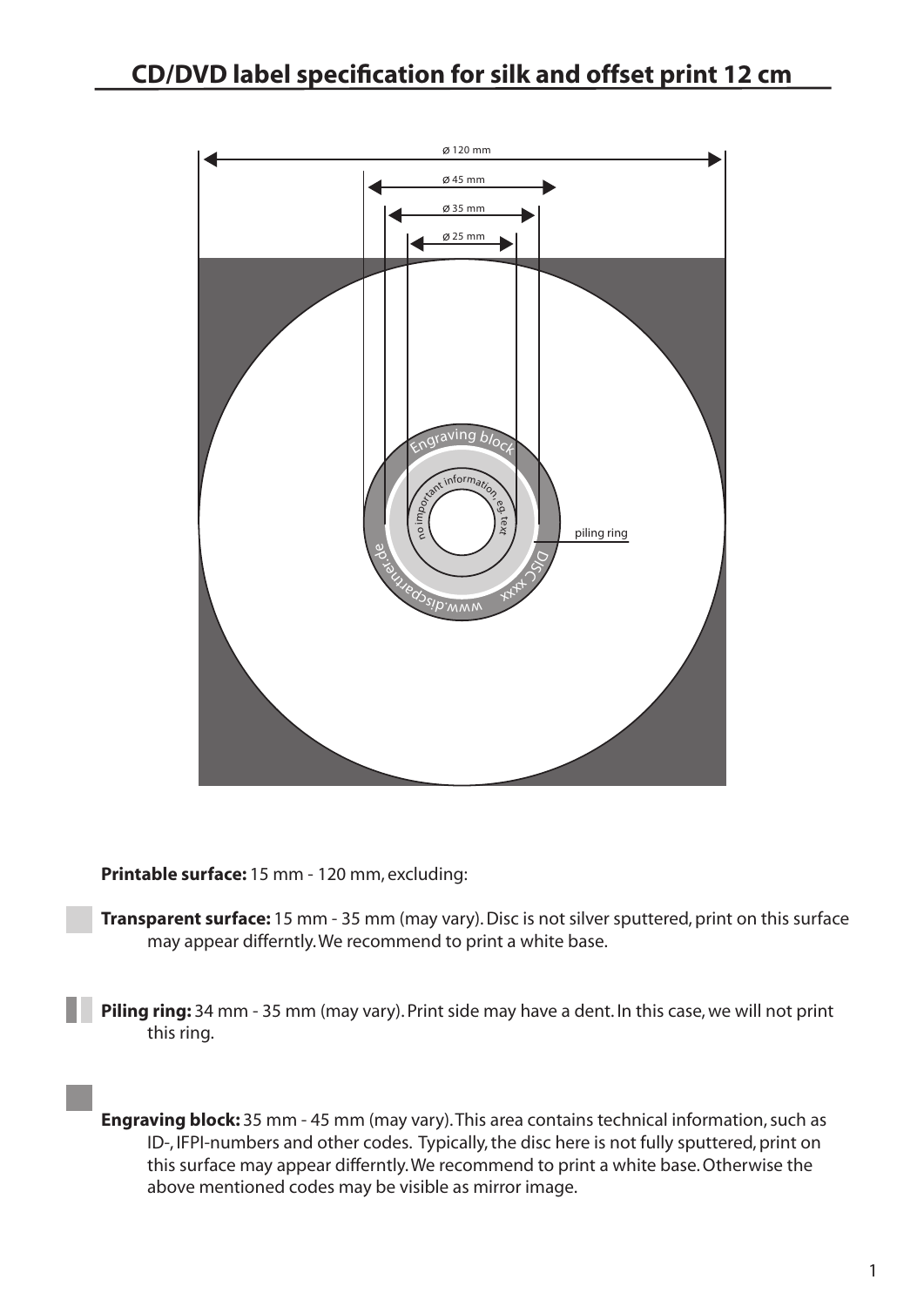# CD/DVD label specification for silk and offset print 12 cm

ø 120 mm

ø 45 mm

ø 35 mm

ø 25 mm

Engraving block

no important information, eg. text

piling ring

DISC xxxx

www.discpartner.de

**Printable surface:** 15 mm - 120 mm, excluding:

**Transparent surface:** 15 mm - 35 mm (may vary). Disc is not silver sputtered, print on this surface may appear differntly. We recommend to print a white base.

**Piling ring:** 34 mm - 35 mm (may vary). Print side may have a dent. In this case, we will not print this ring.

**Engraving block:** 35 mm - 45 mm (may vary). This area contains technical information, such as ID-, IFPI-numbers and other codes. Typically, the disc here is not fully sputtered, print on this surface may appear differntly. We recommend to print a white base. Otherwise the above mentioned codes may be visible as mirror image.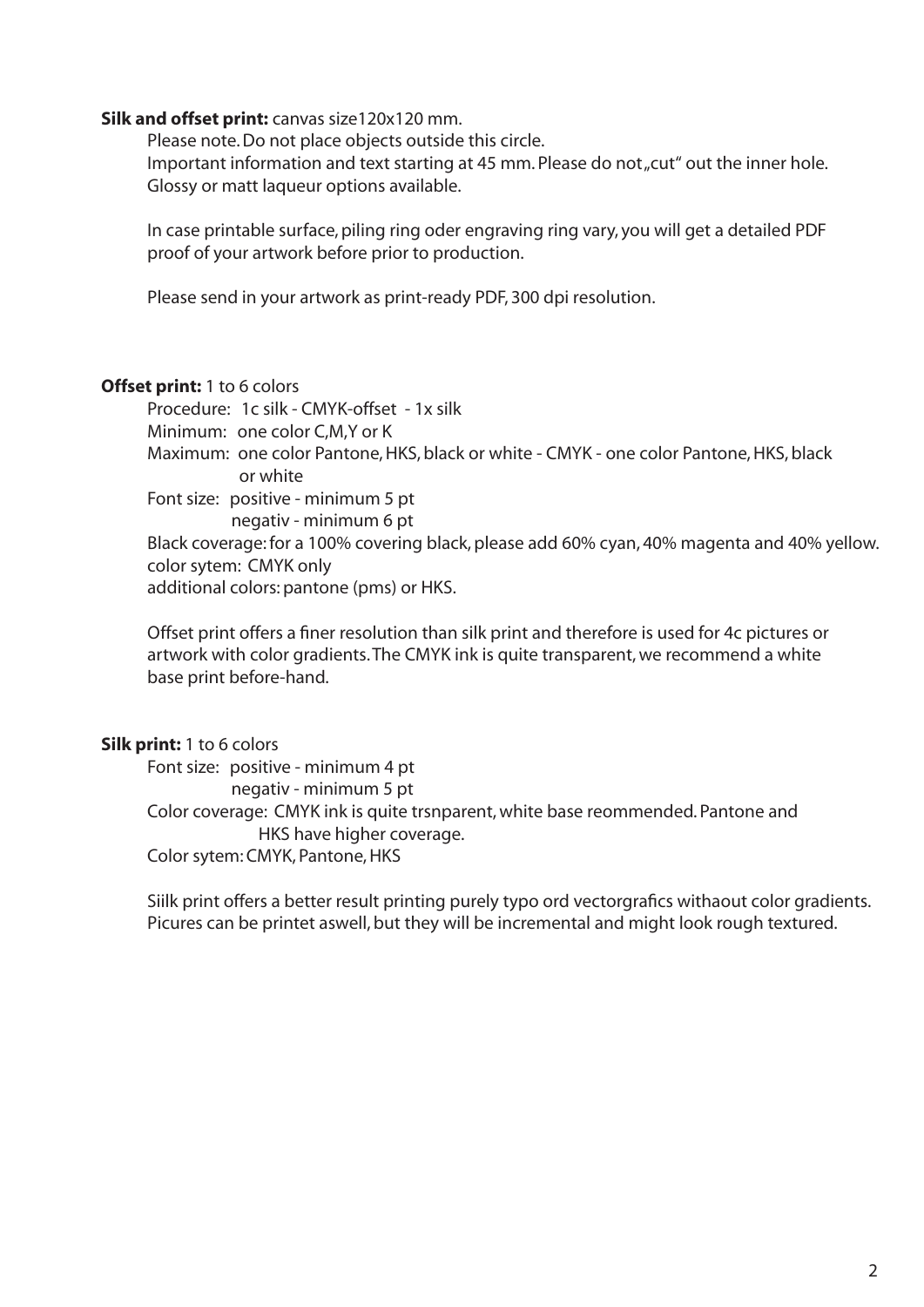**Silk and offset print:** canvas size120x120 mm.

Please note. Do not place objects outside this circle.
Important information and text starting at 45 mm. Please do not „cut" out the inner hole.
Glossy or matt laqueur options available.

In case printable surface, piling ring oder engraving ring vary, you will get a detailed PDF proof of your artwork before prior to production.

Please send in your artwork as print-ready PDF, 300 dpi resolution.

**Offset print:** 1 to 6 colors

Procedure: 1c silk - CMYK-offset - 1x silk
Minimum: one color C,M,Y or K
Maximum: one color Pantone, HKS, black or white - CMYK - one color Pantone, HKS, black or white
Font size: positive - minimum 5 pt
negativ - minimum 6 pt
Black coverage: for a 100% covering black, please add 60% cyan, 40% magenta and 40% yellow.
color sytem: CMYK only
additional colors: pantone (pms) or HKS.

Offset print offers a finer resolution than silk print and therefore is used for 4c pictures or artwork with color gradients. The CMYK ink is quite transparent, we recommend a white base print before-hand.

**Silk print:** 1 to 6 colors

Font size: positive - minimum 4 pt
negativ - minimum 5 pt
Color coverage: CMYK ink is quite trsnparent, white base reommended. Pantone and HKS have higher coverage.
Color sytem: CMYK, Pantone, HKS

Siilk print offers a better result printing purely typo ord vectorgrafics withaout color gradients. Picures can be printet aswell, but they will be incremental and might look rough textured.